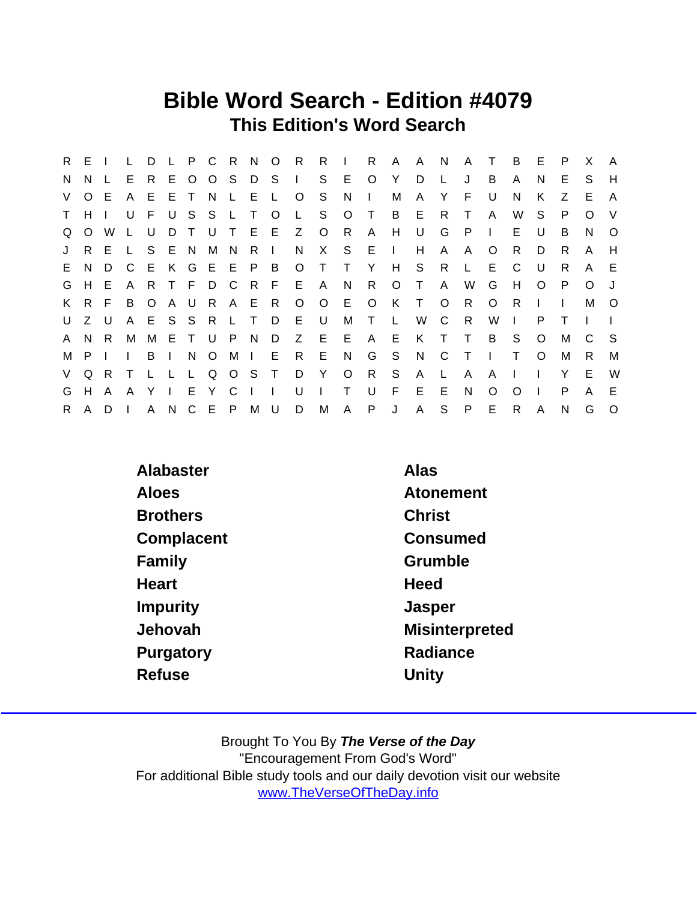# Bible Word Search - Edition #4079

## This Edition's Word Search

```
R E I L D L P C R N O R R I R A A N A T B E P X A
N N L E R E O O S D S I S E O Y D L J B A N E S H
V O E A E E T N L E L O S N I M A Y F U N K Z E A
T H I U F U S S L T O L S O T B E R T A W S P O V
Q O W L U D T U T E E Z O R A H U G P I E U B N O
J R E L S E N M N R I N X S E I H A A O R D R A H
E N D C E K G E E P B O T T Y H S R L E C U R A E
G H E A R T F D C R F E A N R O T A W G H O P O J
K R F B O A U R A E R O O E O K T O R O R I I M O
U Z U A E S S R L T D E U M T L W C R W I P T I I
A N R M M E T U P N D Z E E A E K T T B S O M C S
M P I I B I N O M I E R E N G S N C T I T O M R M
V Q R T L L L Q O S T D Y O R S A L A A I I Y E W
G H A A Y I E Y C I I U I T U F E E N O O I P A E
R A D I A N C E P M U D M A P J A S P E R A N G O
```

| | |
|---|---|
| **Alabaster** | **Alas** |
| **Aloes** | **Atonement** |
| **Brothers** | **Christ** |
| **Complacent** | **Consumed** |
| **Family** | **Grumble** |
| **Heart** | **Heed** |
| **Impurity** | **Jasper** |
| **Jehovah** | **Misinterpreted** |
| **Purgatory** | **Radiance** |
| **Refuse** | **Unity** |

Brought To You By ***The Verse of the Day***
"Encouragement From God's Word"
For additional Bible study tools and our daily devotion visit our website
www.TheVerseOfTheDay.info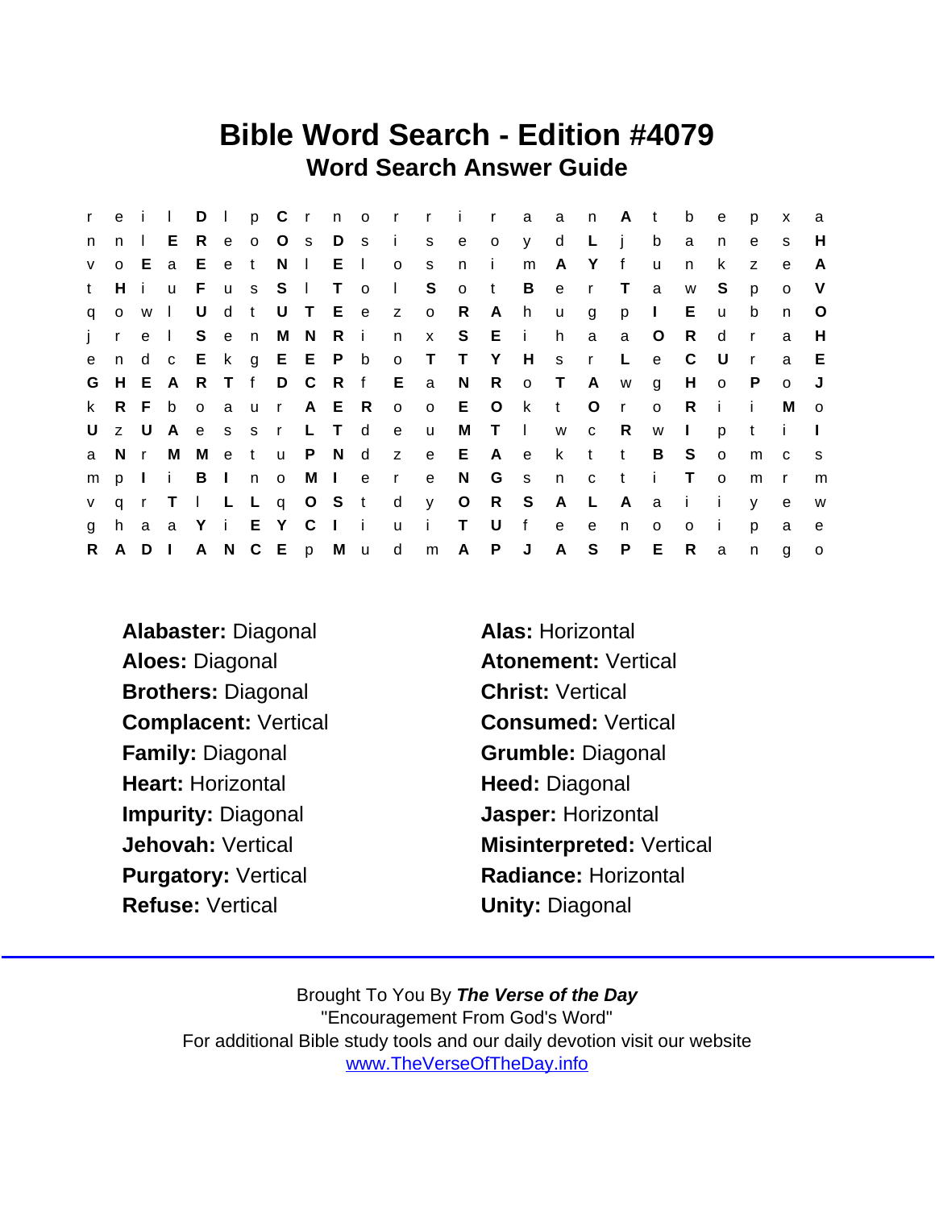# Bible Word Search - Edition #4079

## Word Search Answer Guide

```
r e i l D l p C r n o r r i r a a n A t b e p x a
n n l E R e o O s D s i s e o y d L j b a n e s H
v o E a E e t N l E l o s n i m A Y f u n k z e A
t H i u F u s S l T o l S o t B e r T a w S p o V
q o w l U d t U T E e z o R A h u g p I E u b n O
j r e l S e n M N R i n x S E i h a a O R d r a H
e n d c E k g E E P b o T T Y H s r L e C U r a E
G H E A R T f D C R f E a N R o T A w g H o P o J
k R F b o a u r A E R o o E O k t O r o R i i M o
U z U A e s s r L T d e u M T l w c R w I p t i I
a N r M M e t u P N d z e E A e k t t B S o m c s
m p I i B I n o M I e r e N G s n c t i T o m r m
v q r T l L L q O S t d y O R S A L A a i i y e w
g h a a Y i E Y C I i u i T U f e e n o o i p a e
R A D I A N C E p M u d m A P J A S P E R a n g o
```

**Alabaster:** Diagonal

**Alas:** Horizontal

**Aloes:** Diagonal

**Atonement:** Vertical

**Brothers:** Diagonal

**Christ:** Vertical

**Complacent:** Vertical

**Consumed:** Vertical

**Family:** Diagonal

**Grumble:** Diagonal

**Heart:** Horizontal

**Heed:** Diagonal

**Impurity:** Diagonal

**Jasper:** Horizontal

**Jehovah:** Vertical

**Misinterpreted:** Vertical

**Purgatory:** Vertical

**Radiance:** Horizontal

**Refuse:** Vertical

**Unity:** Diagonal

---

Brought To You By ***The Verse of the Day***
"Encouragement From God's Word"
For additional Bible study tools and our daily devotion visit our website
www.TheVerseOfTheDay.info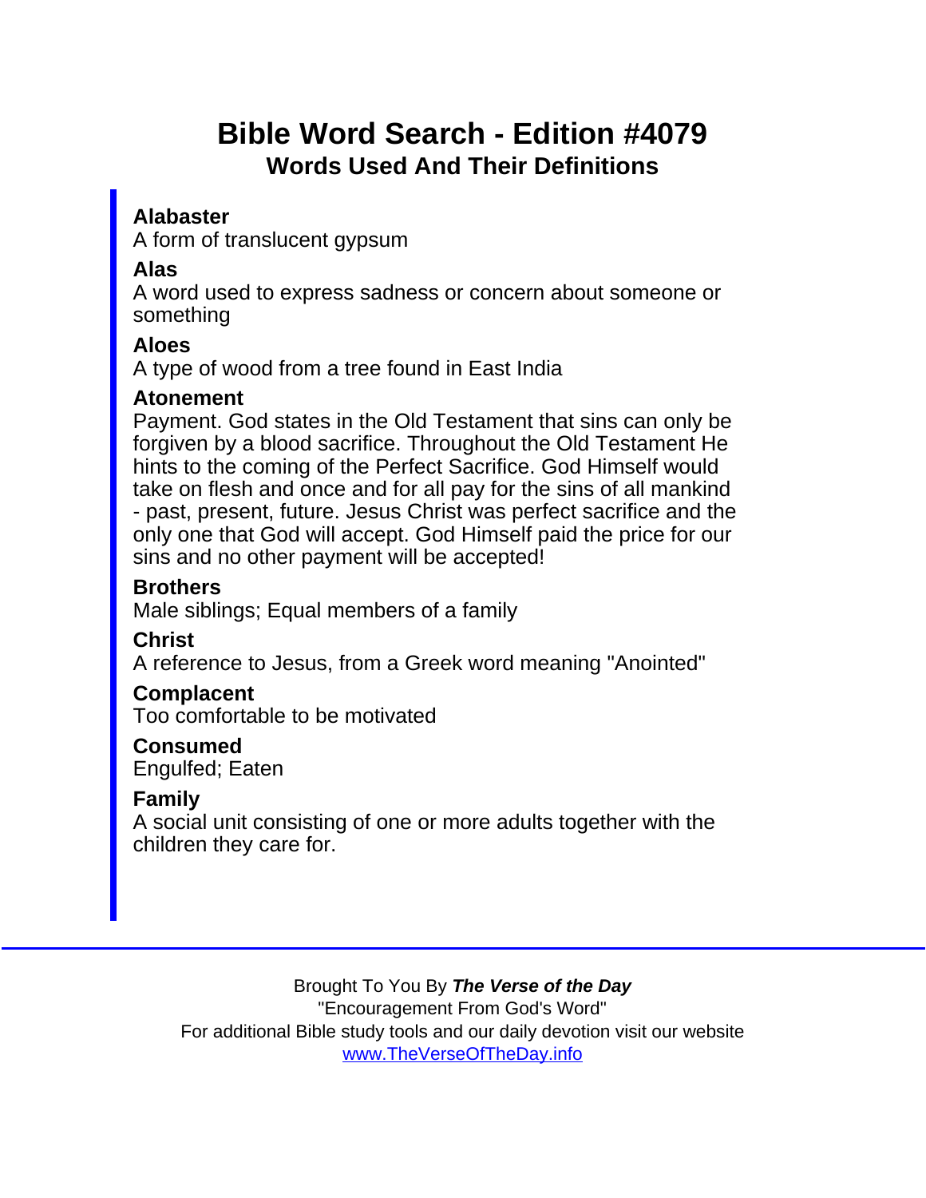# Bible Word Search - Edition #4079

## Words Used And Their Definitions

**Alabaster**
A form of translucent gypsum

**Alas**
A word used to express sadness or concern about someone or something

**Aloes**
A type of wood from a tree found in East India

**Atonement**
Payment. God states in the Old Testament that sins can only be forgiven by a blood sacrifice. Throughout the Old Testament He hints to the coming of the Perfect Sacrifice. God Himself would take on flesh and once and for all pay for the sins of all mankind - past, present, future. Jesus Christ was perfect sacrifice and the only one that God will accept. God Himself paid the price for our sins and no other payment will be accepted!

**Brothers**
Male siblings; Equal members of a family

**Christ**
A reference to Jesus, from a Greek word meaning "Anointed"

**Complacent**
Too comfortable to be motivated

**Consumed**
Engulfed; Eaten

**Family**
A social unit consisting of one or more adults together with the children they care for.

---

Brought To You By ***The Verse of the Day***
"Encouragement From God's Word"
For additional Bible study tools and our daily devotion visit our website
[www.TheVerseOfTheDay.info](http://www.TheVerseOfTheDay.info)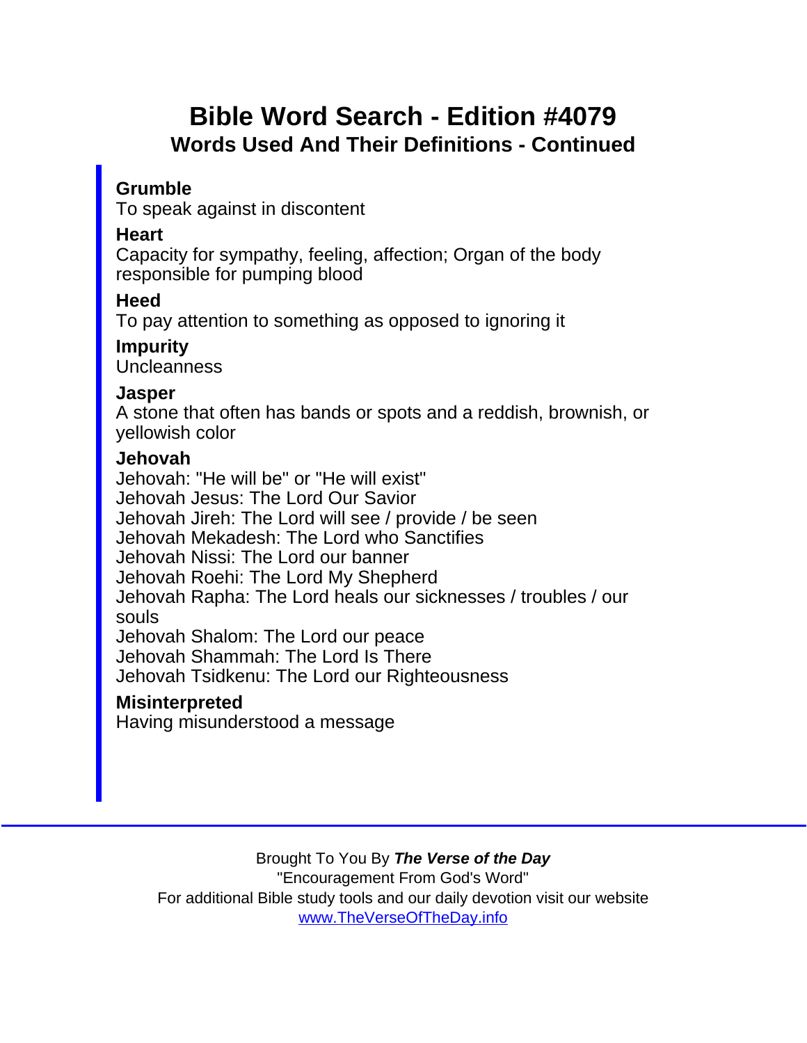# Bible Word Search - Edition #4079

## Words Used And Their Definitions - Continued

**Grumble**
To speak against in discontent

**Heart**
Capacity for sympathy, feeling, affection; Organ of the body responsible for pumping blood

**Heed**
To pay attention to something as opposed to ignoring it

**Impurity**
Uncleanness

**Jasper**
A stone that often has bands or spots and a reddish, brownish, or yellowish color

**Jehovah**
Jehovah: "He will be" or "He will exist"
Jehovah Jesus: The Lord Our Savior
Jehovah Jireh: The Lord will see / provide / be seen
Jehovah Mekadesh: The Lord who Sanctifies
Jehovah Nissi: The Lord our banner
Jehovah Roehi: The Lord My Shepherd
Jehovah Rapha: The Lord heals our sicknesses / troubles / our souls
Jehovah Shalom: The Lord our peace
Jehovah Shammah: The Lord Is There
Jehovah Tsidkenu: The Lord our Righteousness

**Misinterpreted**
Having misunderstood a message

---

Brought To You By ***The Verse of the Day***
"Encouragement From God's Word"
For additional Bible study tools and our daily devotion visit our website
[www.TheVerseOfTheDay.info](http://www.TheVerseOfTheDay.info)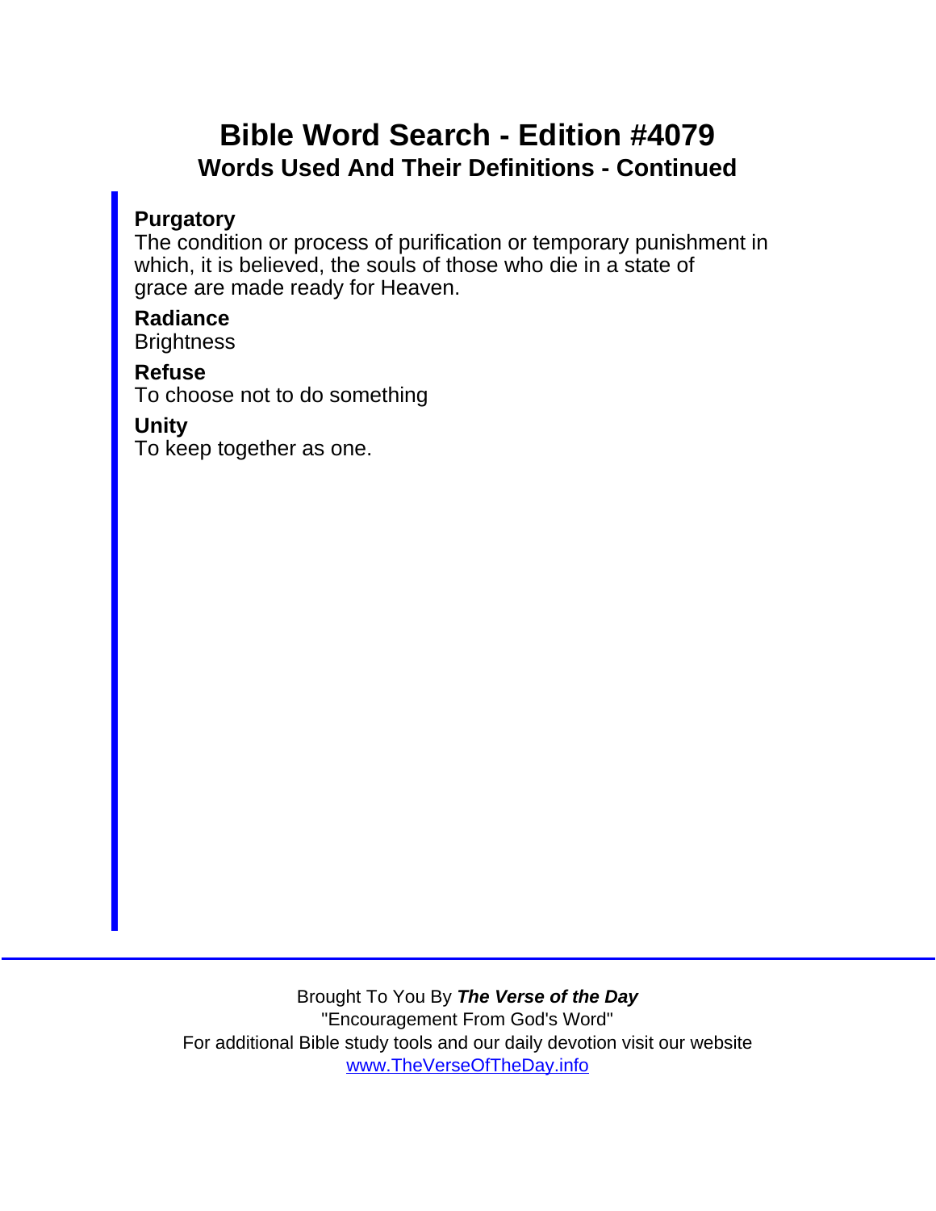# Bible Word Search - Edition #4079

## Words Used And Their Definitions - Continued

**Purgatory**
The condition or process of purification or temporary punishment in which, it is believed, the souls of those who die in a state of grace are made ready for Heaven.

**Radiance**
Brightness

**Refuse**
To choose not to do something

**Unity**
To keep together as one.

Brought To You By ***The Verse of the Day***
"Encouragement From God's Word"
For additional Bible study tools and our daily devotion visit our website
www.TheVerseOfTheDay.info